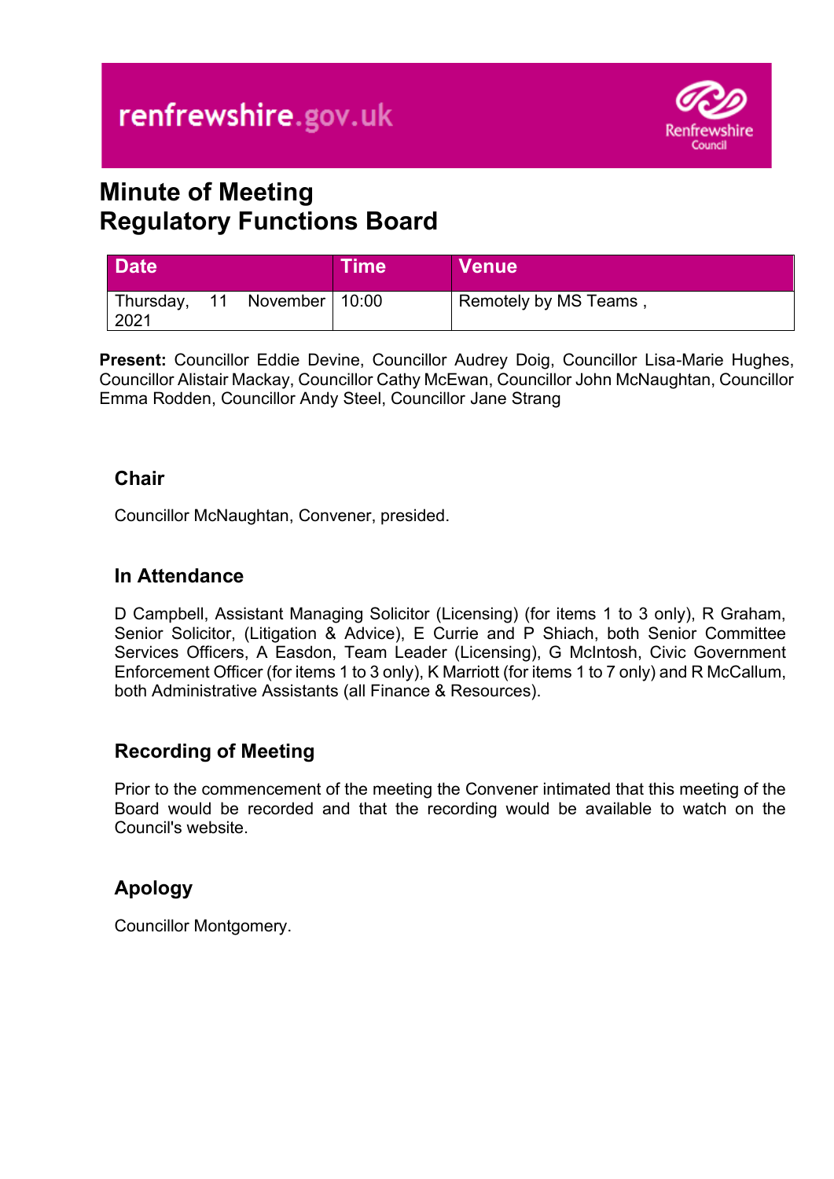# Minute of Meeting
# Regulatory Functions Board

| Date | Time | Venue |
|---|---|---|
| Thursday, 11 November 2021 | 10:00 | Remotely by MS Teams , |

**Present:** Councillor Eddie Devine, Councillor Audrey Doig, Councillor Lisa-Marie Hughes, Councillor Alistair Mackay, Councillor Cathy McEwan, Councillor John McNaughtan, Councillor Emma Rodden, Councillor Andy Steel, Councillor Jane Strang

## Chair

Councillor McNaughtan, Convener, presided.

## In Attendance

D Campbell, Assistant Managing Solicitor (Licensing) (for items 1 to 3 only), R Graham, Senior Solicitor, (Litigation & Advice), E Currie and P Shiach, both Senior Committee Services Officers, A Easdon, Team Leader (Licensing), G McIntosh, Civic Government Enforcement Officer (for items 1 to 3 only), K Marriott (for items 1 to 7 only) and R McCallum, both Administrative Assistants (all Finance & Resources).

## Recording of Meeting

Prior to the commencement of the meeting the Convener intimated that this meeting of the Board would be recorded and that the recording would be available to watch on the Council's website.

## Apology

Councillor Montgomery.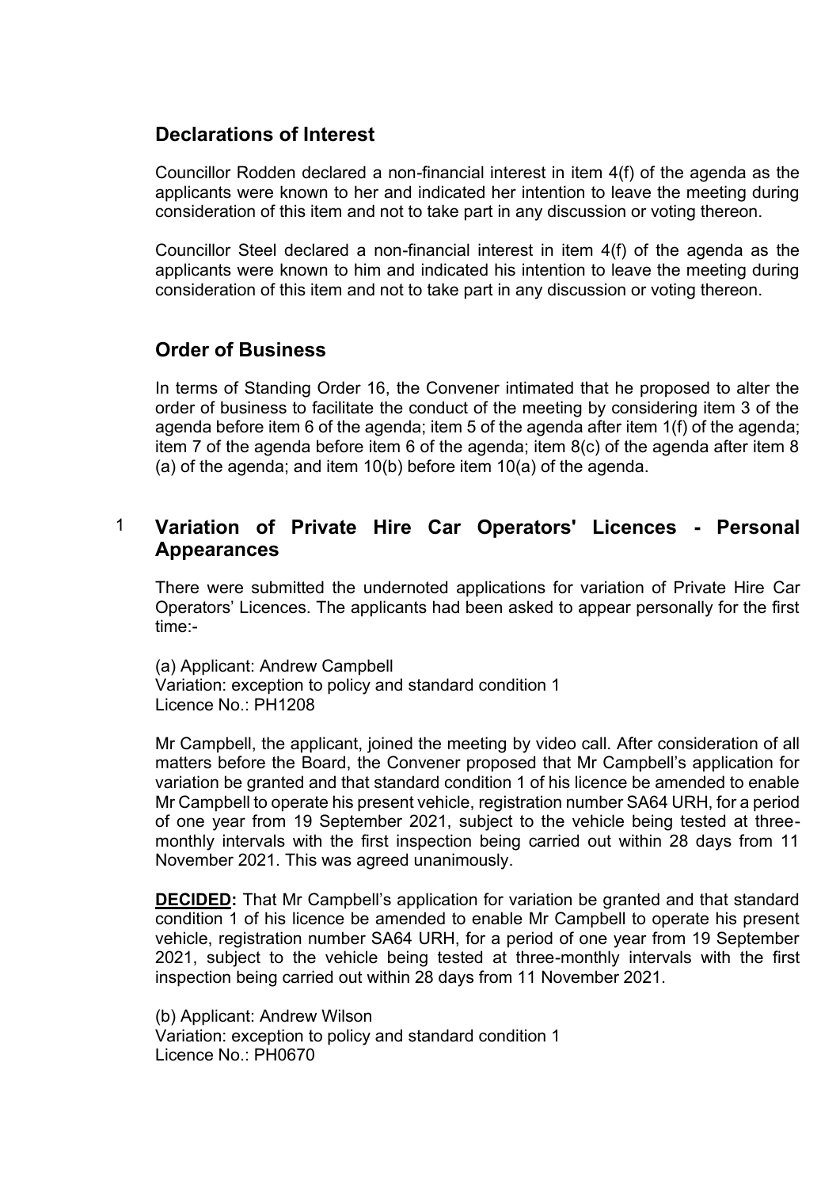## Declarations of Interest

Councillor Rodden declared a non-financial interest in item 4(f) of the agenda as the applicants were known to her and indicated her intention to leave the meeting during consideration of this item and not to take part in any discussion or voting thereon.

Councillor Steel declared a non-financial interest in item 4(f) of the agenda as the applicants were known to him and indicated his intention to leave the meeting during consideration of this item and not to take part in any discussion or voting thereon.

## Order of Business

In terms of Standing Order 16, the Convener intimated that he proposed to alter the order of business to facilitate the conduct of the meeting by considering item 3 of the agenda before item 6 of the agenda; item 5 of the agenda after item 1(f) of the agenda; item 7 of the agenda before item 6 of the agenda; item 8(c) of the agenda after item 8 (a) of the agenda; and item 10(b) before item 10(a) of the agenda.

## 1 Variation of Private Hire Car Operators' Licences - Personal Appearances

There were submitted the undernoted applications for variation of Private Hire Car Operators' Licences. The applicants had been asked to appear personally for the first time:-

(a) Applicant: Andrew Campbell
Variation: exception to policy and standard condition 1
Licence No.: PH1208

Mr Campbell, the applicant, joined the meeting by video call. After consideration of all matters before the Board, the Convener proposed that Mr Campbell's application for variation be granted and that standard condition 1 of his licence be amended to enable Mr Campbell to operate his present vehicle, registration number SA64 URH, for a period of one year from 19 September 2021, subject to the vehicle being tested at three-monthly intervals with the first inspection being carried out within 28 days from 11 November 2021. This was agreed unanimously.

**DECIDED:** That Mr Campbell's application for variation be granted and that standard condition 1 of his licence be amended to enable Mr Campbell to operate his present vehicle, registration number SA64 URH, for a period of one year from 19 September 2021, subject to the vehicle being tested at three-monthly intervals with the first inspection being carried out within 28 days from 11 November 2021.

(b) Applicant: Andrew Wilson
Variation: exception to policy and standard condition 1
Licence No.: PH0670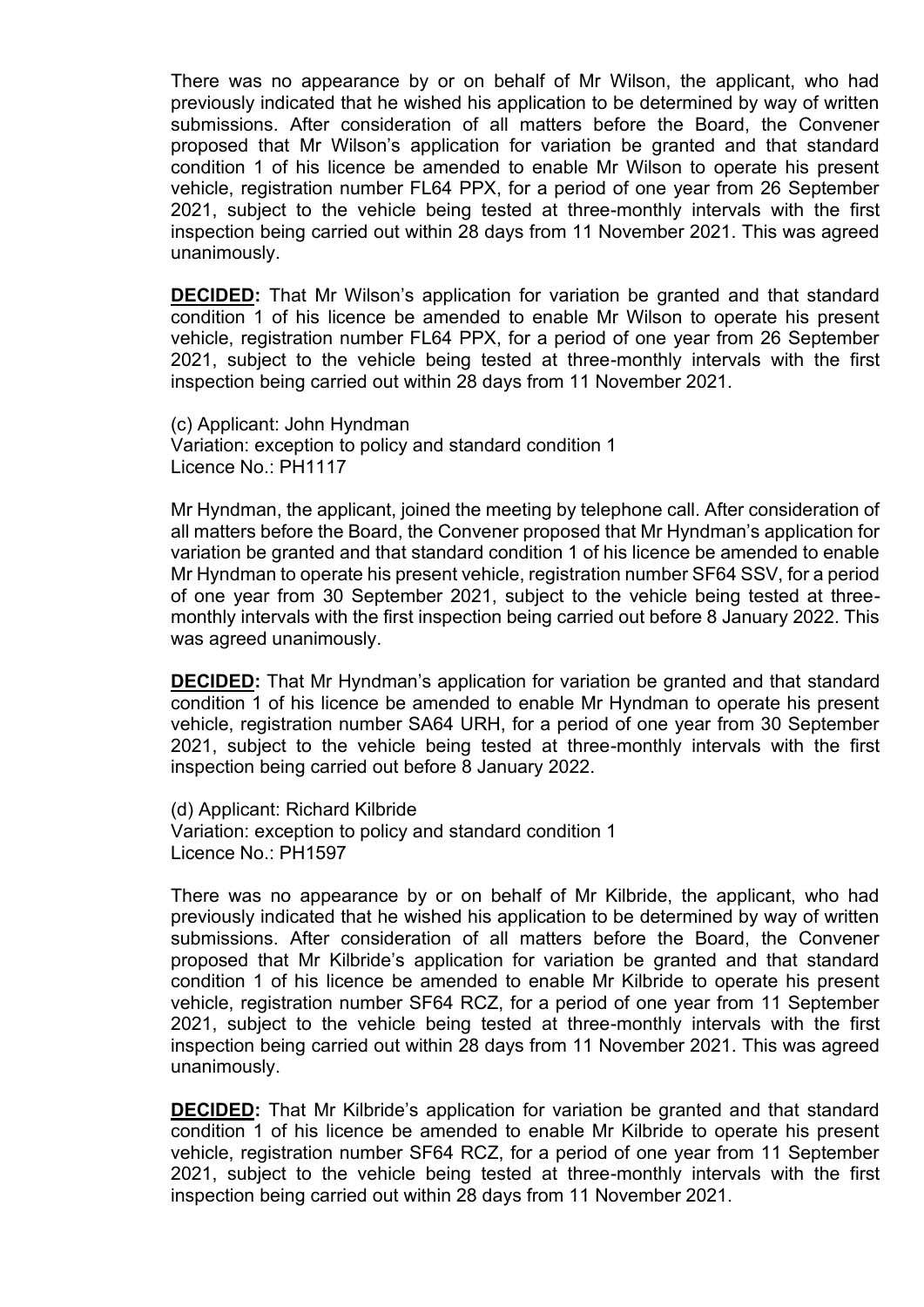There was no appearance by or on behalf of Mr Wilson, the applicant, who had previously indicated that he wished his application to be determined by way of written submissions. After consideration of all matters before the Board, the Convener proposed that Mr Wilson's application for variation be granted and that standard condition 1 of his licence be amended to enable Mr Wilson to operate his present vehicle, registration number FL64 PPX, for a period of one year from 26 September 2021, subject to the vehicle being tested at three-monthly intervals with the first inspection being carried out within 28 days from 11 November 2021. This was agreed unanimously.

**DECIDED:** That Mr Wilson's application for variation be granted and that standard condition 1 of his licence be amended to enable Mr Wilson to operate his present vehicle, registration number FL64 PPX, for a period of one year from 26 September 2021, subject to the vehicle being tested at three-monthly intervals with the first inspection being carried out within 28 days from 11 November 2021.

(c) Applicant: John Hyndman
Variation: exception to policy and standard condition 1
Licence No.: PH1117

Mr Hyndman, the applicant, joined the meeting by telephone call. After consideration of all matters before the Board, the Convener proposed that Mr Hyndman's application for variation be granted and that standard condition 1 of his licence be amended to enable Mr Hyndman to operate his present vehicle, registration number SF64 SSV, for a period of one year from 30 September 2021, subject to the vehicle being tested at three-monthly intervals with the first inspection being carried out before 8 January 2022. This was agreed unanimously.

**DECIDED:** That Mr Hyndman's application for variation be granted and that standard condition 1 of his licence be amended to enable Mr Hyndman to operate his present vehicle, registration number SA64 URH, for a period of one year from 30 September 2021, subject to the vehicle being tested at three-monthly intervals with the first inspection being carried out before 8 January 2022.

(d) Applicant: Richard Kilbride
Variation: exception to policy and standard condition 1
Licence No.: PH1597

There was no appearance by or on behalf of Mr Kilbride, the applicant, who had previously indicated that he wished his application to be determined by way of written submissions. After consideration of all matters before the Board, the Convener proposed that Mr Kilbride's application for variation be granted and that standard condition 1 of his licence be amended to enable Mr Kilbride to operate his present vehicle, registration number SF64 RCZ, for a period of one year from 11 September 2021, subject to the vehicle being tested at three-monthly intervals with the first inspection being carried out within 28 days from 11 November 2021. This was agreed unanimously.

**DECIDED:** That Mr Kilbride's application for variation be granted and that standard condition 1 of his licence be amended to enable Mr Kilbride to operate his present vehicle, registration number SF64 RCZ, for a period of one year from 11 September 2021, subject to the vehicle being tested at three-monthly intervals with the first inspection being carried out within 28 days from 11 November 2021.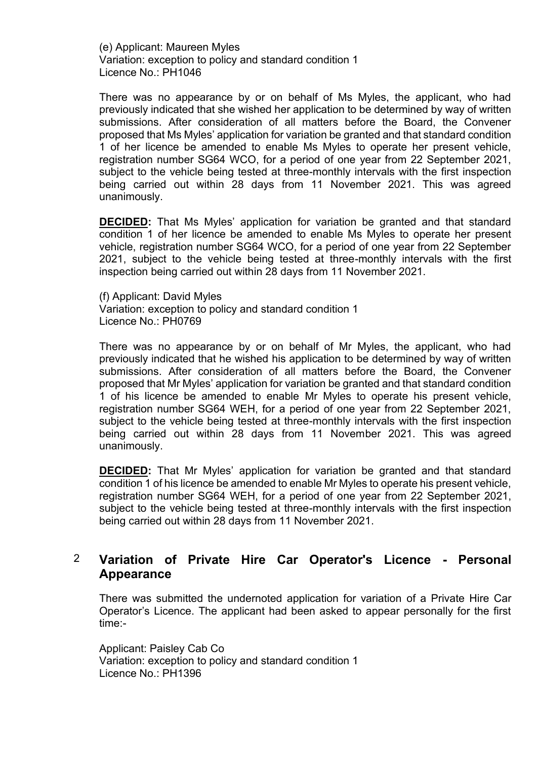(e) Applicant: Maureen Myles
Variation: exception to policy and standard condition 1
Licence No.: PH1046

There was no appearance by or on behalf of Ms Myles, the applicant, who had previously indicated that she wished her application to be determined by way of written submissions. After consideration of all matters before the Board, the Convener proposed that Ms Myles' application for variation be granted and that standard condition 1 of her licence be amended to enable Ms Myles to operate her present vehicle, registration number SG64 WCO, for a period of one year from 22 September 2021, subject to the vehicle being tested at three-monthly intervals with the first inspection being carried out within 28 days from 11 November 2021. This was agreed unanimously.

**DECIDED:** That Ms Myles' application for variation be granted and that standard condition 1 of her licence be amended to enable Ms Myles to operate her present vehicle, registration number SG64 WCO, for a period of one year from 22 September 2021, subject to the vehicle being tested at three-monthly intervals with the first inspection being carried out within 28 days from 11 November 2021.

(f) Applicant: David Myles
Variation: exception to policy and standard condition 1
Licence No.: PH0769

There was no appearance by or on behalf of Mr Myles, the applicant, who had previously indicated that he wished his application to be determined by way of written submissions. After consideration of all matters before the Board, the Convener proposed that Mr Myles' application for variation be granted and that standard condition 1 of his licence be amended to enable Mr Myles to operate his present vehicle, registration number SG64 WEH, for a period of one year from 22 September 2021, subject to the vehicle being tested at three-monthly intervals with the first inspection being carried out within 28 days from 11 November 2021. This was agreed unanimously.

**DECIDED:** That Mr Myles' application for variation be granted and that standard condition 1 of his licence be amended to enable Mr Myles to operate his present vehicle, registration number SG64 WEH, for a period of one year from 22 September 2021, subject to the vehicle being tested at three-monthly intervals with the first inspection being carried out within 28 days from 11 November 2021.

## 2 Variation of Private Hire Car Operator's Licence - Personal Appearance

There was submitted the undernoted application for variation of a Private Hire Car Operator's Licence. The applicant had been asked to appear personally for the first time:-

Applicant: Paisley Cab Co
Variation: exception to policy and standard condition 1
Licence No.: PH1396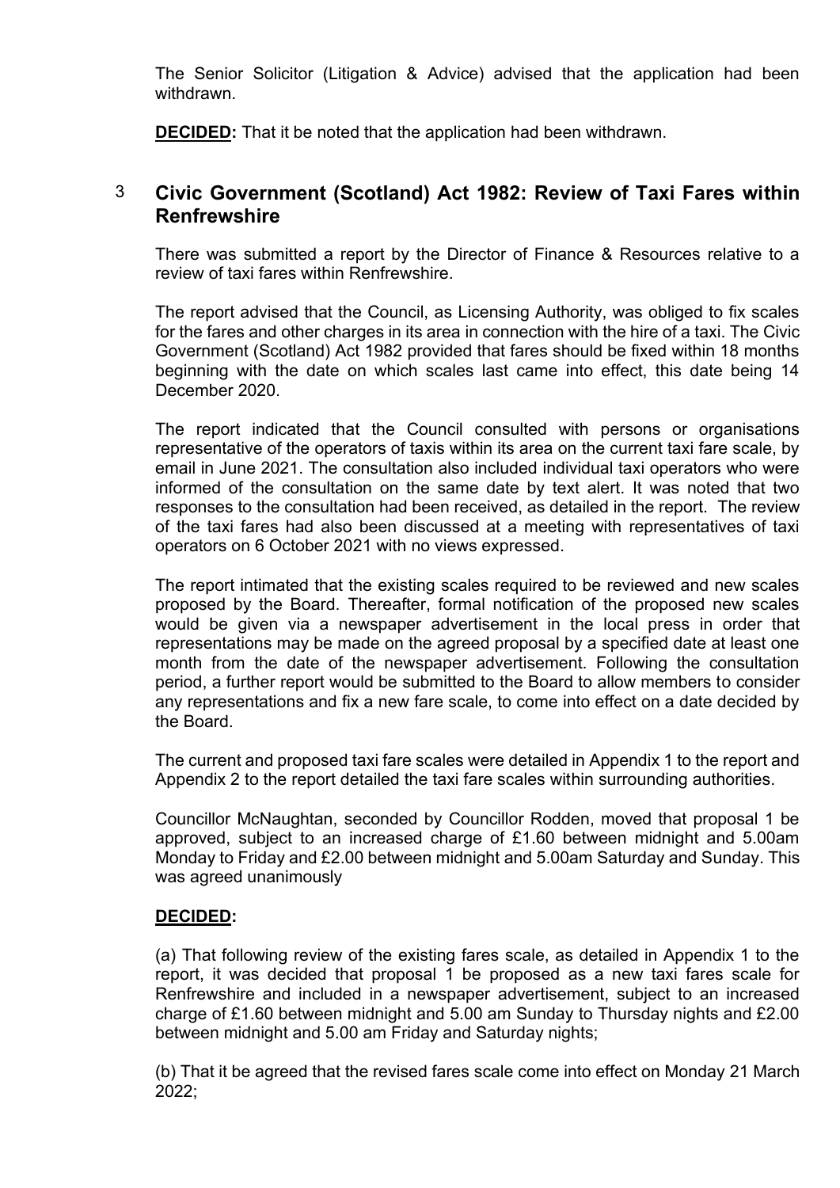The Senior Solicitor (Litigation & Advice) advised that the application had been withdrawn.

**DECIDED:** That it be noted that the application had been withdrawn.

## 3 Civic Government (Scotland) Act 1982: Review of Taxi Fares within Renfrewshire

There was submitted a report by the Director of Finance & Resources relative to a review of taxi fares within Renfrewshire.

The report advised that the Council, as Licensing Authority, was obliged to fix scales for the fares and other charges in its area in connection with the hire of a taxi. The Civic Government (Scotland) Act 1982 provided that fares should be fixed within 18 months beginning with the date on which scales last came into effect, this date being 14 December 2020.

The report indicated that the Council consulted with persons or organisations representative of the operators of taxis within its area on the current taxi fare scale, by email in June 2021. The consultation also included individual taxi operators who were informed of the consultation on the same date by text alert. It was noted that two responses to the consultation had been received, as detailed in the report. The review of the taxi fares had also been discussed at a meeting with representatives of taxi operators on 6 October 2021 with no views expressed.

The report intimated that the existing scales required to be reviewed and new scales proposed by the Board. Thereafter, formal notification of the proposed new scales would be given via a newspaper advertisement in the local press in order that representations may be made on the agreed proposal by a specified date at least one month from the date of the newspaper advertisement. Following the consultation period, a further report would be submitted to the Board to allow members to consider any representations and fix a new fare scale, to come into effect on a date decided by the Board.

The current and proposed taxi fare scales were detailed in Appendix 1 to the report and Appendix 2 to the report detailed the taxi fare scales within surrounding authorities.

Councillor McNaughtan, seconded by Councillor Rodden, moved that proposal 1 be approved, subject to an increased charge of £1.60 between midnight and 5.00am Monday to Friday and £2.00 between midnight and 5.00am Saturday and Sunday. This was agreed unanimously

**DECIDED:**

(a) That following review of the existing fares scale, as detailed in Appendix 1 to the report, it was decided that proposal 1 be proposed as a new taxi fares scale for Renfrewshire and included in a newspaper advertisement, subject to an increased charge of £1.60 between midnight and 5.00 am Sunday to Thursday nights and £2.00 between midnight and 5.00 am Friday and Saturday nights;

(b) That it be agreed that the revised fares scale come into effect on Monday 21 March 2022;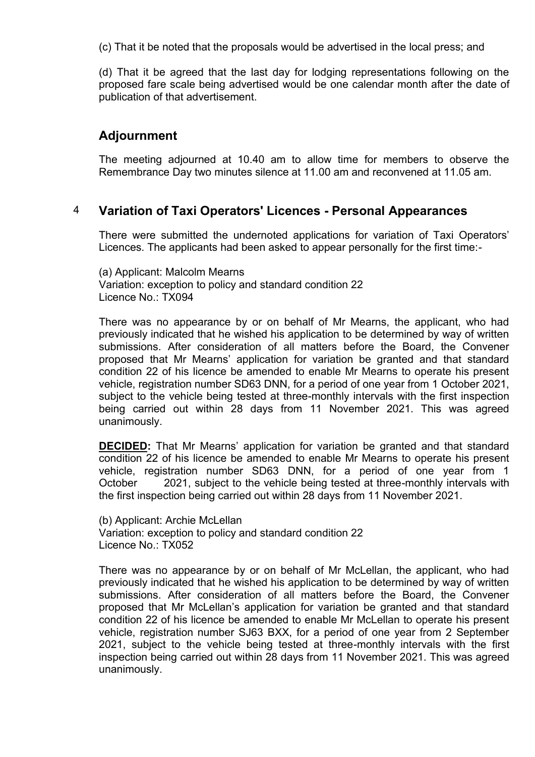(c) That it be noted that the proposals would be advertised in the local press; and

(d) That it be agreed that the last day for lodging representations following on the proposed fare scale being advertised would be one calendar month after the date of publication of that advertisement.

## Adjournment

The meeting adjourned at 10.40 am to allow time for members to observe the Remembrance Day two minutes silence at 11.00 am and reconvened at 11.05 am.

## 4 Variation of Taxi Operators' Licences - Personal Appearances

There were submitted the undernoted applications for variation of Taxi Operators' Licences. The applicants had been asked to appear personally for the first time:-

(a) Applicant: Malcolm Mearns
Variation: exception to policy and standard condition 22
Licence No.: TX094

There was no appearance by or on behalf of Mr Mearns, the applicant, who had previously indicated that he wished his application to be determined by way of written submissions. After consideration of all matters before the Board, the Convener proposed that Mr Mearns' application for variation be granted and that standard condition 22 of his licence be amended to enable Mr Mearns to operate his present vehicle, registration number SD63 DNN, for a period of one year from 1 October 2021, subject to the vehicle being tested at three-monthly intervals with the first inspection being carried out within 28 days from 11 November 2021. This was agreed unanimously.

**DECIDED:** That Mr Mearns' application for variation be granted and that standard condition 22 of his licence be amended to enable Mr Mearns to operate his present vehicle, registration number SD63 DNN, for a period of one year from 1 October 2021, subject to the vehicle being tested at three-monthly intervals with the first inspection being carried out within 28 days from 11 November 2021.

(b) Applicant: Archie McLellan
Variation: exception to policy and standard condition 22
Licence No.: TX052

There was no appearance by or on behalf of Mr McLellan, the applicant, who had previously indicated that he wished his application to be determined by way of written submissions. After consideration of all matters before the Board, the Convener proposed that Mr McLellan's application for variation be granted and that standard condition 22 of his licence be amended to enable Mr McLellan to operate his present vehicle, registration number SJ63 BXX, for a period of one year from 2 September 2021, subject to the vehicle being tested at three-monthly intervals with the first inspection being carried out within 28 days from 11 November 2021. This was agreed unanimously.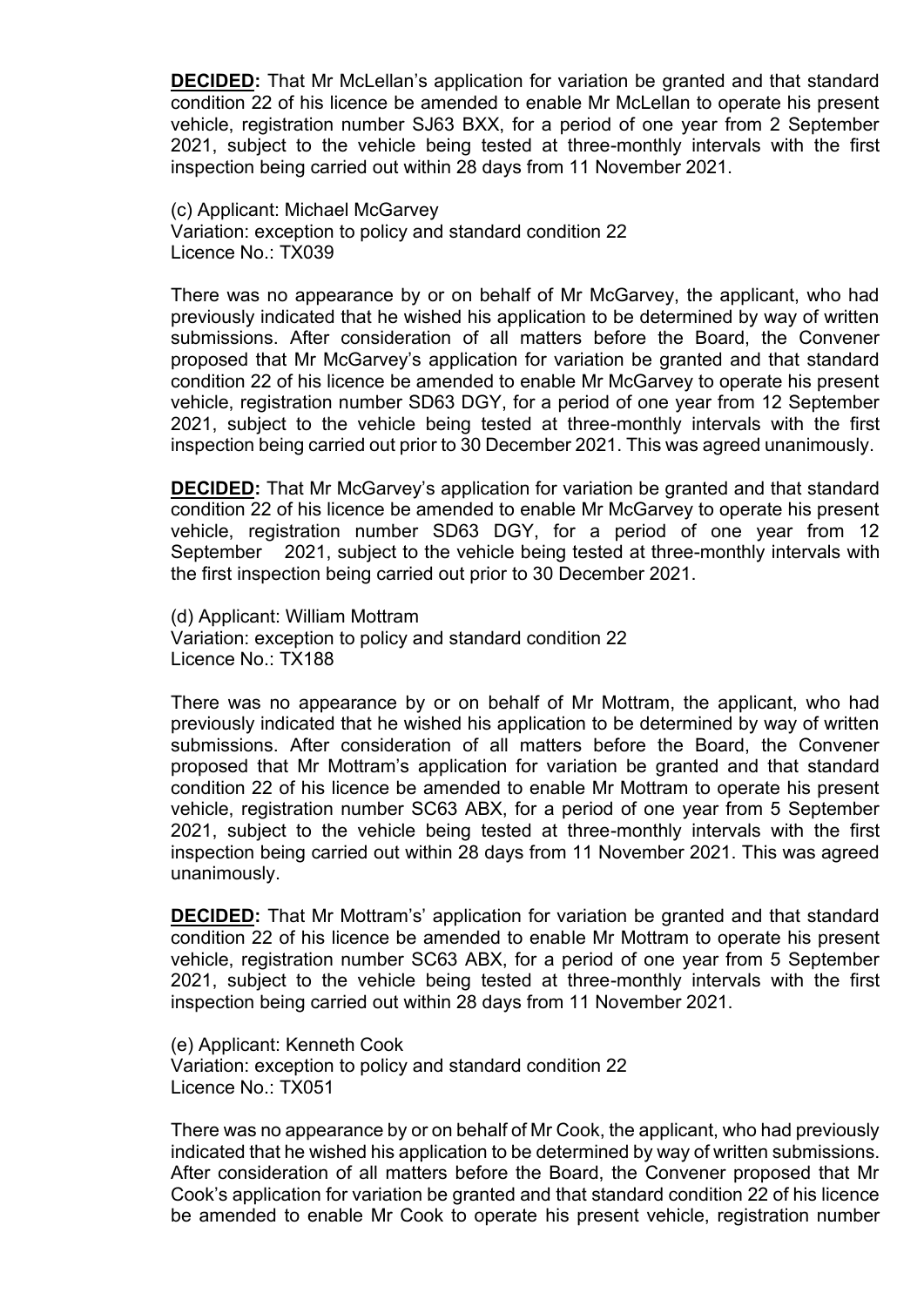**DECIDED:** That Mr McLellan's application for variation be granted and that standard condition 22 of his licence be amended to enable Mr McLellan to operate his present vehicle, registration number SJ63 BXX, for a period of one year from 2 September 2021, subject to the vehicle being tested at three-monthly intervals with the first inspection being carried out within 28 days from 11 November 2021.

(c) Applicant: Michael McGarvey
Variation: exception to policy and standard condition 22
Licence No.: TX039

There was no appearance by or on behalf of Mr McGarvey, the applicant, who had previously indicated that he wished his application to be determined by way of written submissions. After consideration of all matters before the Board, the Convener proposed that Mr McGarvey's application for variation be granted and that standard condition 22 of his licence be amended to enable Mr McGarvey to operate his present vehicle, registration number SD63 DGY, for a period of one year from 12 September 2021, subject to the vehicle being tested at three-monthly intervals with the first inspection being carried out prior to 30 December 2021. This was agreed unanimously.

**DECIDED:** That Mr McGarvey's application for variation be granted and that standard condition 22 of his licence be amended to enable Mr McGarvey to operate his present vehicle, registration number SD63 DGY, for a period of one year from 12 September 2021, subject to the vehicle being tested at three-monthly intervals with the first inspection being carried out prior to 30 December 2021.

(d) Applicant: William Mottram
Variation: exception to policy and standard condition 22
Licence No.: TX188

There was no appearance by or on behalf of Mr Mottram, the applicant, who had previously indicated that he wished his application to be determined by way of written submissions. After consideration of all matters before the Board, the Convener proposed that Mr Mottram's application for variation be granted and that standard condition 22 of his licence be amended to enable Mr Mottram to operate his present vehicle, registration number SC63 ABX, for a period of one year from 5 September 2021, subject to the vehicle being tested at three-monthly intervals with the first inspection being carried out within 28 days from 11 November 2021. This was agreed unanimously.

**DECIDED:** That Mr Mottram's' application for variation be granted and that standard condition 22 of his licence be amended to enable Mr Mottram to operate his present vehicle, registration number SC63 ABX, for a period of one year from 5 September 2021, subject to the vehicle being tested at three-monthly intervals with the first inspection being carried out within 28 days from 11 November 2021.

(e) Applicant: Kenneth Cook
Variation: exception to policy and standard condition 22
Licence No.: TX051

There was no appearance by or on behalf of Mr Cook, the applicant, who had previously indicated that he wished his application to be determined by way of written submissions. After consideration of all matters before the Board, the Convener proposed that Mr Cook's application for variation be granted and that standard condition 22 of his licence be amended to enable Mr Cook to operate his present vehicle, registration number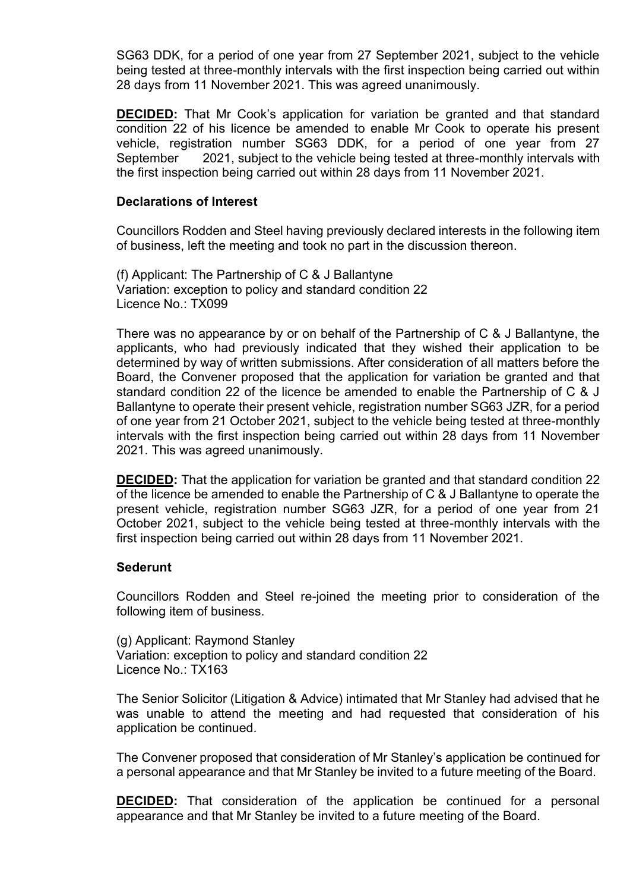SG63 DDK, for a period of one year from 27 September 2021, subject to the vehicle being tested at three-monthly intervals with the first inspection being carried out within 28 days from 11 November 2021. This was agreed unanimously.

**DECIDED:** That Mr Cook's application for variation be granted and that standard condition 22 of his licence be amended to enable Mr Cook to operate his present vehicle, registration number SG63 DDK, for a period of one year from 27 September 2021, subject to the vehicle being tested at three-monthly intervals with the first inspection being carried out within 28 days from 11 November 2021.

**Declarations of Interest**

Councillors Rodden and Steel having previously declared interests in the following item of business, left the meeting and took no part in the discussion thereon.

(f) Applicant: The Partnership of C & J Ballantyne
Variation: exception to policy and standard condition 22
Licence No.: TX099

There was no appearance by or on behalf of the Partnership of C & J Ballantyne, the applicants, who had previously indicated that they wished their application to be determined by way of written submissions. After consideration of all matters before the Board, the Convener proposed that the application for variation be granted and that standard condition 22 of the licence be amended to enable the Partnership of C & J Ballantyne to operate their present vehicle, registration number SG63 JZR, for a period of one year from 21 October 2021, subject to the vehicle being tested at three-monthly intervals with the first inspection being carried out within 28 days from 11 November 2021. This was agreed unanimously.

**DECIDED:** That the application for variation be granted and that standard condition 22 of the licence be amended to enable the Partnership of C & J Ballantyne to operate the present vehicle, registration number SG63 JZR, for a period of one year from 21 October 2021, subject to the vehicle being tested at three-monthly intervals with the first inspection being carried out within 28 days from 11 November 2021.

**Sederunt**

Councillors Rodden and Steel re-joined the meeting prior to consideration of the following item of business.

(g) Applicant: Raymond Stanley
Variation: exception to policy and standard condition 22
Licence No.: TX163

The Senior Solicitor (Litigation & Advice) intimated that Mr Stanley had advised that he was unable to attend the meeting and had requested that consideration of his application be continued.

The Convener proposed that consideration of Mr Stanley's application be continued for a personal appearance and that Mr Stanley be invited to a future meeting of the Board.

**DECIDED:** That consideration of the application be continued for a personal appearance and that Mr Stanley be invited to a future meeting of the Board.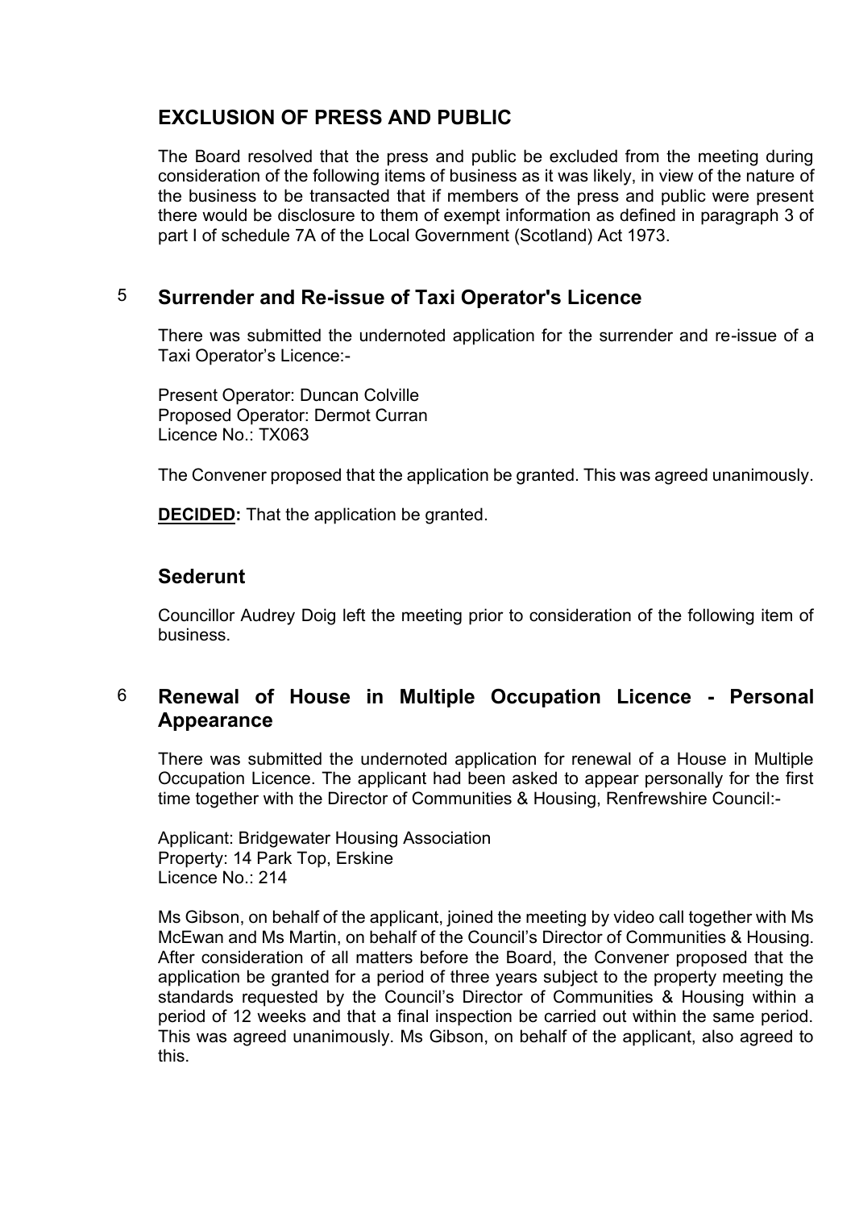## EXCLUSION OF PRESS AND PUBLIC

The Board resolved that the press and public be excluded from the meeting during consideration of the following items of business as it was likely, in view of the nature of the business to be transacted that if members of the press and public were present there would be disclosure to them of exempt information as defined in paragraph 3 of part I of schedule 7A of the Local Government (Scotland) Act 1973.

## 5 Surrender and Re-issue of Taxi Operator's Licence

There was submitted the undernoted application for the surrender and re-issue of a Taxi Operator's Licence:-

Present Operator: Duncan Colville
Proposed Operator: Dermot Curran
Licence No.: TX063

The Convener proposed that the application be granted. This was agreed unanimously.

**DECIDED:** That the application be granted.

## Sederunt

Councillor Audrey Doig left the meeting prior to consideration of the following item of business.

## 6 Renewal of House in Multiple Occupation Licence - Personal Appearance

There was submitted the undernoted application for renewal of a House in Multiple Occupation Licence. The applicant had been asked to appear personally for the first time together with the Director of Communities & Housing, Renfrewshire Council:-

Applicant: Bridgewater Housing Association
Property: 14 Park Top, Erskine
Licence No.: 214

Ms Gibson, on behalf of the applicant, joined the meeting by video call together with Ms McEwan and Ms Martin, on behalf of the Council's Director of Communities & Housing. After consideration of all matters before the Board, the Convener proposed that the application be granted for a period of three years subject to the property meeting the standards requested by the Council's Director of Communities & Housing within a period of 12 weeks and that a final inspection be carried out within the same period. This was agreed unanimously. Ms Gibson, on behalf of the applicant, also agreed to this.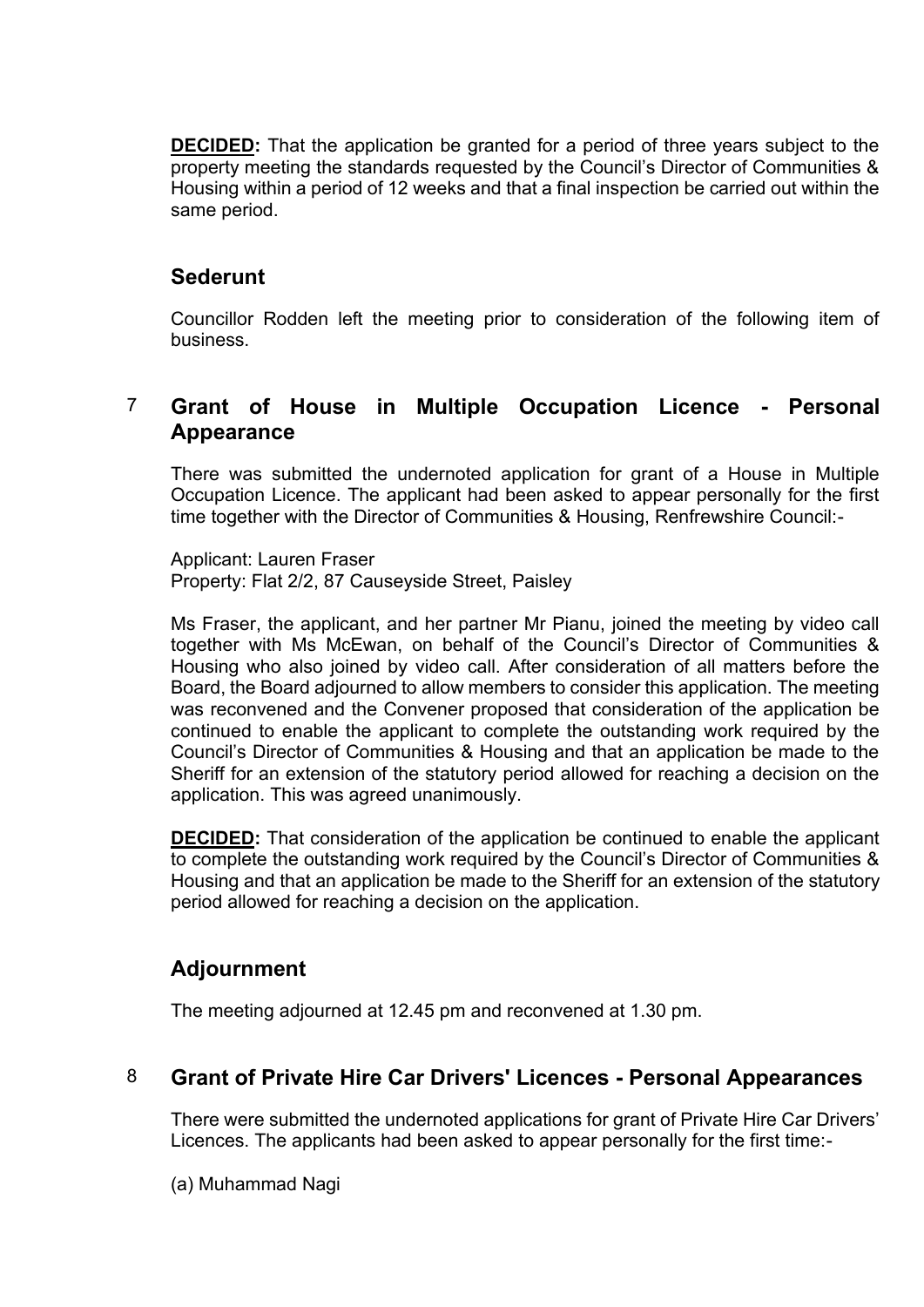**DECIDED:** That the application be granted for a period of three years subject to the property meeting the standards requested by the Council's Director of Communities & Housing within a period of 12 weeks and that a final inspection be carried out within the same period.

## Sederunt

Councillor Rodden left the meeting prior to consideration of the following item of business.

## 7 Grant of House in Multiple Occupation Licence - Personal Appearance

There was submitted the undernoted application for grant of a House in Multiple Occupation Licence. The applicant had been asked to appear personally for the first time together with the Director of Communities & Housing, Renfrewshire Council:-

Applicant: Lauren Fraser
Property: Flat 2/2, 87 Causeyside Street, Paisley

Ms Fraser, the applicant, and her partner Mr Pianu, joined the meeting by video call together with Ms McEwan, on behalf of the Council's Director of Communities & Housing who also joined by video call. After consideration of all matters before the Board, the Board adjourned to allow members to consider this application. The meeting was reconvened and the Convener proposed that consideration of the application be continued to enable the applicant to complete the outstanding work required by the Council's Director of Communities & Housing and that an application be made to the Sheriff for an extension of the statutory period allowed for reaching a decision on the application. This was agreed unanimously.

**DECIDED:** That consideration of the application be continued to enable the applicant to complete the outstanding work required by the Council's Director of Communities & Housing and that an application be made to the Sheriff for an extension of the statutory period allowed for reaching a decision on the application.

## Adjournment

The meeting adjourned at 12.45 pm and reconvened at 1.30 pm.

## 8 Grant of Private Hire Car Drivers' Licences - Personal Appearances

There were submitted the undernoted applications for grant of Private Hire Car Drivers' Licences. The applicants had been asked to appear personally for the first time:-

(a) Muhammad Nagi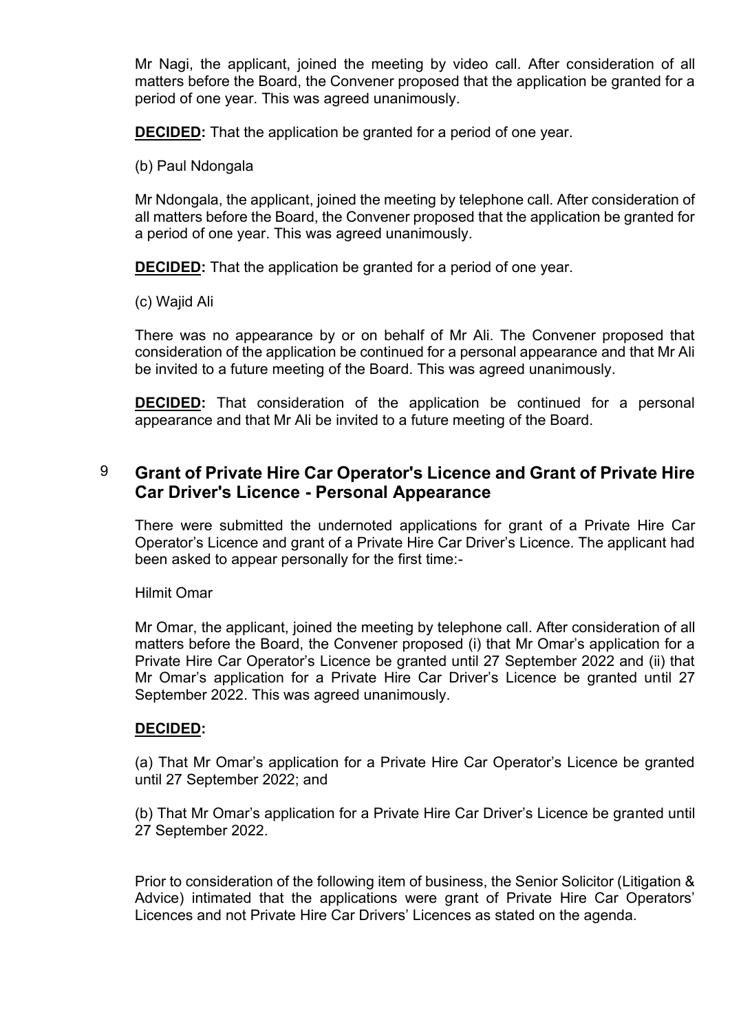Mr Nagi, the applicant, joined the meeting by video call. After consideration of all matters before the Board, the Convener proposed that the application be granted for a period of one year. This was agreed unanimously.

**DECIDED:** That the application be granted for a period of one year.

(b) Paul Ndongala

Mr Ndongala, the applicant, joined the meeting by telephone call. After consideration of all matters before the Board, the Convener proposed that the application be granted for a period of one year. This was agreed unanimously.

**DECIDED:** That the application be granted for a period of one year.

(c) Wajid Ali

There was no appearance by or on behalf of Mr Ali. The Convener proposed that consideration of the application be continued for a personal appearance and that Mr Ali be invited to a future meeting of the Board. This was agreed unanimously.

**DECIDED:** That consideration of the application be continued for a personal appearance and that Mr Ali be invited to a future meeting of the Board.

## 9 Grant of Private Hire Car Operator's Licence and Grant of Private Hire Car Driver's Licence - Personal Appearance

There were submitted the undernoted applications for grant of a Private Hire Car Operator's Licence and grant of a Private Hire Car Driver's Licence. The applicant had been asked to appear personally for the first time:-

Hilmit Omar

Mr Omar, the applicant, joined the meeting by telephone call. After consideration of all matters before the Board, the Convener proposed (i) that Mr Omar's application for a Private Hire Car Operator's Licence be granted until 27 September 2022 and (ii) that Mr Omar's application for a Private Hire Car Driver's Licence be granted until 27 September 2022. This was agreed unanimously.

**DECIDED:**

(a) That Mr Omar's application for a Private Hire Car Operator's Licence be granted until 27 September 2022; and

(b) That Mr Omar's application for a Private Hire Car Driver's Licence be granted until 27 September 2022.

Prior to consideration of the following item of business, the Senior Solicitor (Litigation & Advice) intimated that the applications were grant of Private Hire Car Operators' Licences and not Private Hire Car Drivers' Licences as stated on the agenda.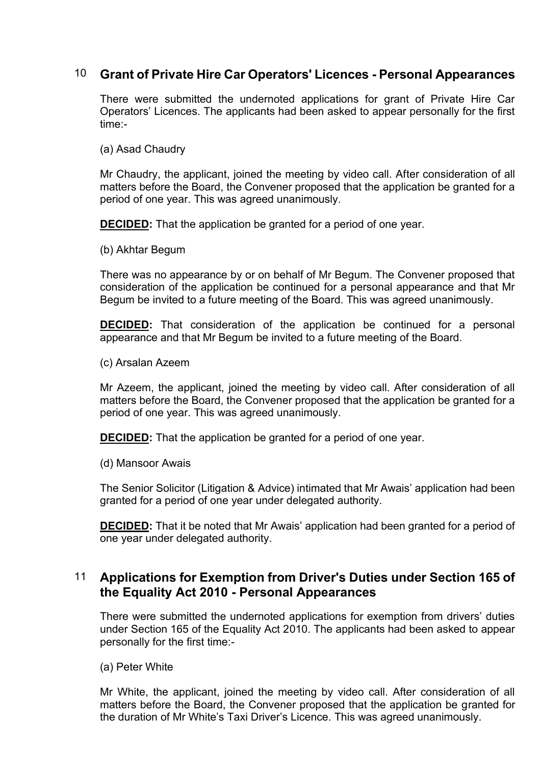## 10 Grant of Private Hire Car Operators' Licences - Personal Appearances

There were submitted the undernoted applications for grant of Private Hire Car Operators' Licences. The applicants had been asked to appear personally for the first time:-

(a) Asad Chaudry

Mr Chaudry, the applicant, joined the meeting by video call. After consideration of all matters before the Board, the Convener proposed that the application be granted for a period of one year. This was agreed unanimously.

**DECIDED:** That the application be granted for a period of one year.

(b) Akhtar Begum

There was no appearance by or on behalf of Mr Begum. The Convener proposed that consideration of the application be continued for a personal appearance and that Mr Begum be invited to a future meeting of the Board. This was agreed unanimously.

**DECIDED:** That consideration of the application be continued for a personal appearance and that Mr Begum be invited to a future meeting of the Board.

(c) Arsalan Azeem

Mr Azeem, the applicant, joined the meeting by video call. After consideration of all matters before the Board, the Convener proposed that the application be granted for a period of one year. This was agreed unanimously.

**DECIDED:** That the application be granted for a period of one year.

(d) Mansoor Awais

The Senior Solicitor (Litigation & Advice) intimated that Mr Awais' application had been granted for a period of one year under delegated authority.

**DECIDED:** That it be noted that Mr Awais' application had been granted for a period of one year under delegated authority.

## 11 Applications for Exemption from Driver's Duties under Section 165 of the Equality Act 2010 - Personal Appearances

There were submitted the undernoted applications for exemption from drivers' duties under Section 165 of the Equality Act 2010. The applicants had been asked to appear personally for the first time:-

(a) Peter White

Mr White, the applicant, joined the meeting by video call. After consideration of all matters before the Board, the Convener proposed that the application be granted for the duration of Mr White's Taxi Driver's Licence. This was agreed unanimously.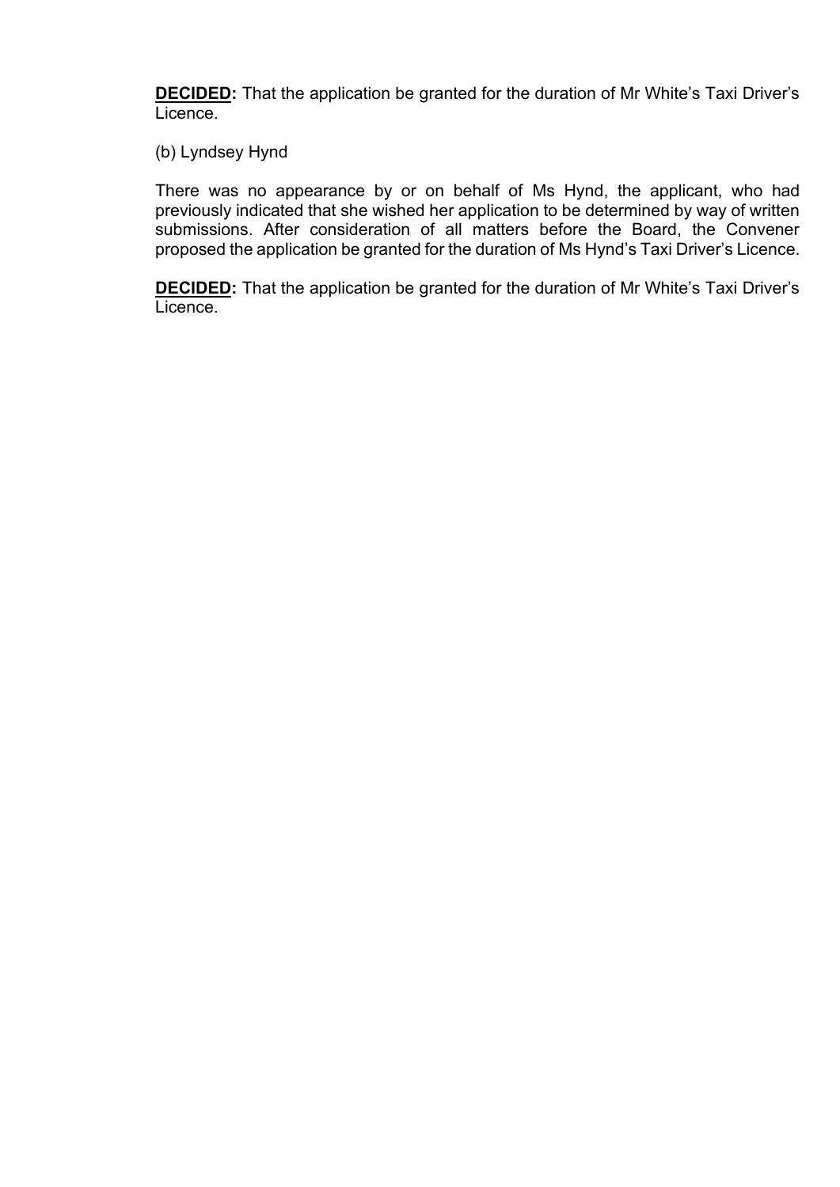**<u>DECIDED</u>:** That the application be granted for the duration of Mr White's Taxi Driver's Licence.

(b) Lyndsey Hynd

There was no appearance by or on behalf of Ms Hynd, the applicant, who had previously indicated that she wished her application to be determined by way of written submissions. After consideration of all matters before the Board, the Convener proposed the application be granted for the duration of Ms Hynd's Taxi Driver's Licence.

**<u>DECIDED</u>:** That the application be granted for the duration of Mr White's Taxi Driver's Licence.